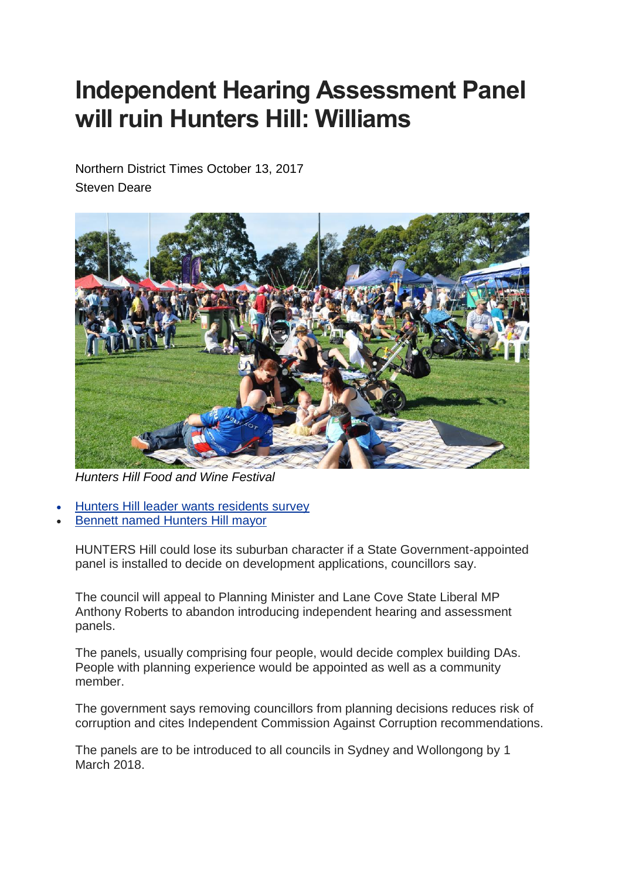# Independent Hearing Assessment Panel will ruin Hunters Hill: Williams

Northern District Times October 13, 2017
Steven Deare

*Hunters Hill Food and Wine Festival*

- Hunters Hill leader wants residents survey
- Bennett named Hunters Hill mayor

HUNTERS Hill could lose its suburban character if a State Government-appointed panel is installed to decide on development applications, councillors say.

The council will appeal to Planning Minister and Lane Cove State Liberal MP Anthony Roberts to abandon introducing independent hearing and assessment panels.

The panels, usually comprising four people, would decide complex building DAs. People with planning experience would be appointed as well as a community member.

The government says removing councillors from planning decisions reduces risk of corruption and cites Independent Commission Against Corruption recommendations.

The panels are to be introduced to all councils in Sydney and Wollongong by 1 March 2018.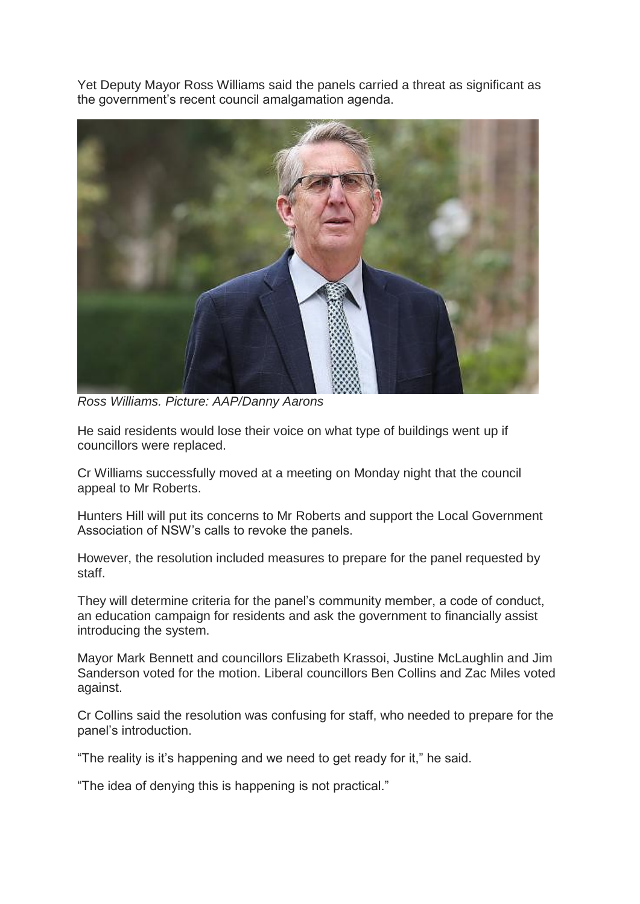Yet Deputy Mayor Ross Williams said the panels carried a threat as significant as the government's recent council amalgamation agenda.

*Ross Williams. Picture: AAP/Danny Aarons*

He said residents would lose their voice on what type of buildings went up if councillors were replaced.

Cr Williams successfully moved at a meeting on Monday night that the council appeal to Mr Roberts.

Hunters Hill will put its concerns to Mr Roberts and support the Local Government Association of NSW's calls to revoke the panels.

However, the resolution included measures to prepare for the panel requested by staff.

They will determine criteria for the panel's community member, a code of conduct, an education campaign for residents and ask the government to financially assist introducing the system.

Mayor Mark Bennett and councillors Elizabeth Krassoi, Justine McLaughlin and Jim Sanderson voted for the motion. Liberal councillors Ben Collins and Zac Miles voted against.

Cr Collins said the resolution was confusing for staff, who needed to prepare for the panel's introduction.

"The reality is it's happening and we need to get ready for it," he said.

"The idea of denying this is happening is not practical."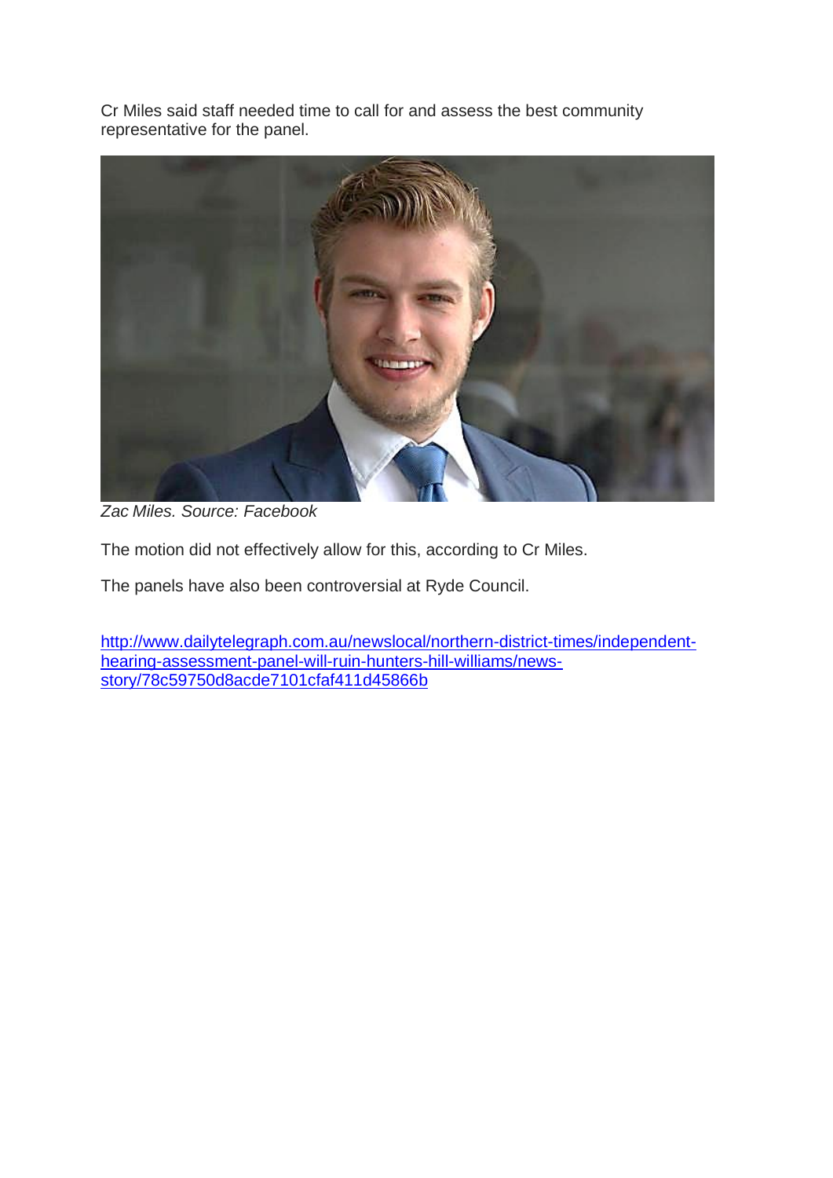Cr Miles said staff needed time to call for and assess the best community representative for the panel.

*Zac Miles. Source: Facebook*

The motion did not effectively allow for this, according to Cr Miles.

The panels have also been controversial at Ryde Council.

[http://www.dailytelegraph.com.au/newslocal/northern-district-times/independent-hearing-assessment-panel-will-ruin-hunters-hill-williams/news-story/78c59750d8acde7101cfaf411d45866b](http://www.dailytelegraph.com.au/newslocal/northern-district-times/independent-hearing-assessment-panel-will-ruin-hunters-hill-williams/news-story/78c59750d8acde7101cfaf411d45866b)